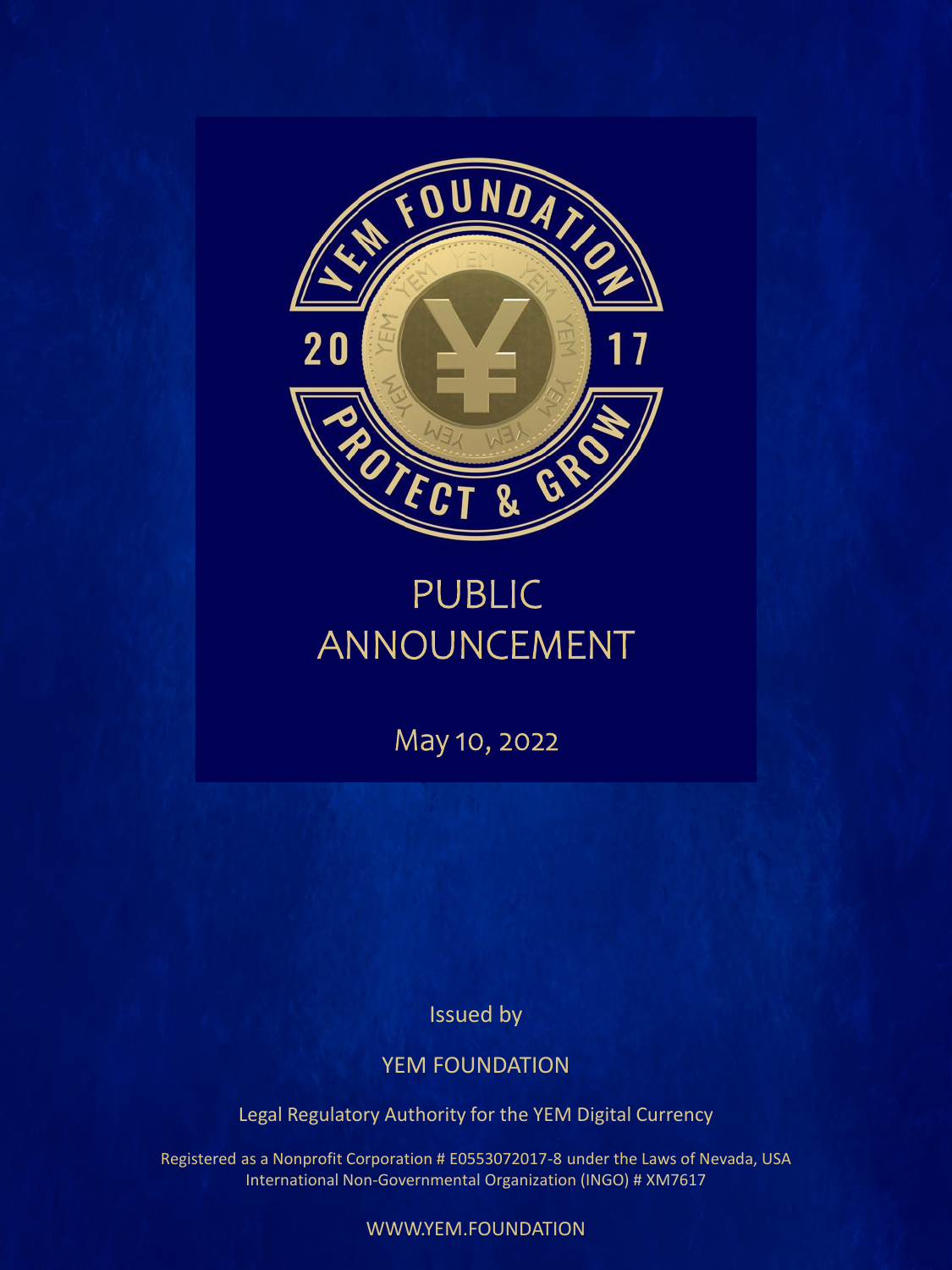YEM FOUNDATION

2017

PROTECT & GROW

# PUBLIC ANNOUNCEMENT

May 10, 2022

Issued by

YEM FOUNDATION

Legal Regulatory Authority for the YEM Digital Currency

Registered as a Nonprofit Corporation # E0553072017-8 under the Laws of Nevada, USA
International Non-Governmental Organization (INGO) # XM7617

WWW.YEM.FOUNDATION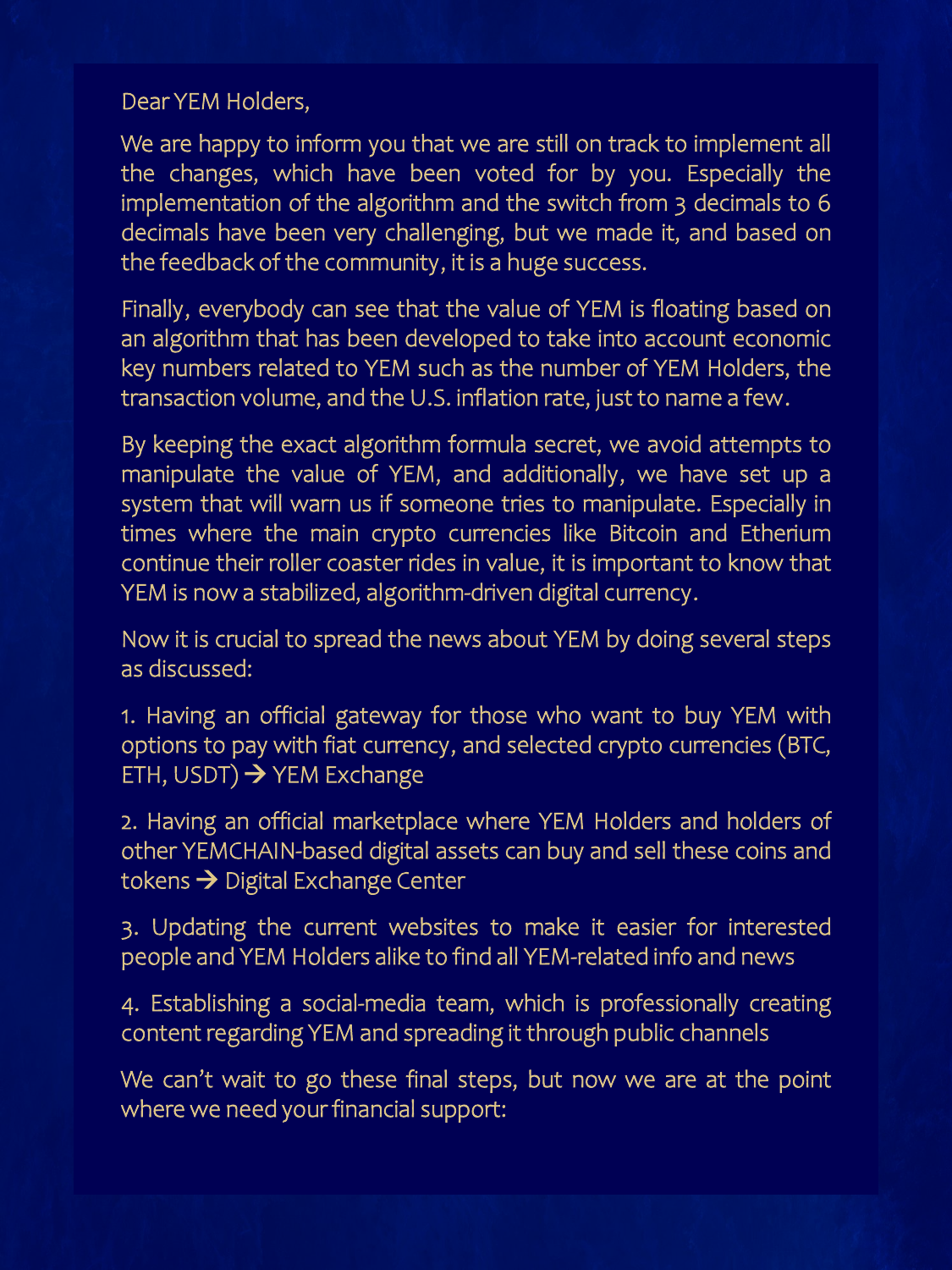Dear YEM Holders,

We are happy to inform you that we are still on track to implement all the changes, which have been voted for by you. Especially the implementation of the algorithm and the switch from 3 decimals to 6 decimals have been very challenging, but we made it, and based on the feedback of the community, it is a huge success.

Finally, everybody can see that the value of YEM is floating based on an algorithm that has been developed to take into account economic key numbers related to YEM such as the number of YEM Holders, the transaction volume, and the U.S. inflation rate, just to name a few.

By keeping the exact algorithm formula secret, we avoid attempts to manipulate the value of YEM, and additionally, we have set up a system that will warn us if someone tries to manipulate. Especially in times where the main crypto currencies like Bitcoin and Etherium continue their roller coaster rides in value, it is important to know that YEM is now a stabilized, algorithm-driven digital currency.

Now it is crucial to spread the news about YEM by doing several steps as discussed:

1. Having an official gateway for those who want to buy YEM with options to pay with fiat currency, and selected crypto currencies (BTC, ETH, USDT) → YEM Exchange

2. Having an official marketplace where YEM Holders and holders of other YEMCHAIN-based digital assets can buy and sell these coins and tokens → Digital Exchange Center

3. Updating the current websites to make it easier for interested people and YEM Holders alike to find all YEM-related info and news

4. Establishing a social-media team, which is professionally creating content regarding YEM and spreading it through public channels

We can't wait to go these final steps, but now we are at the point where we need your financial support: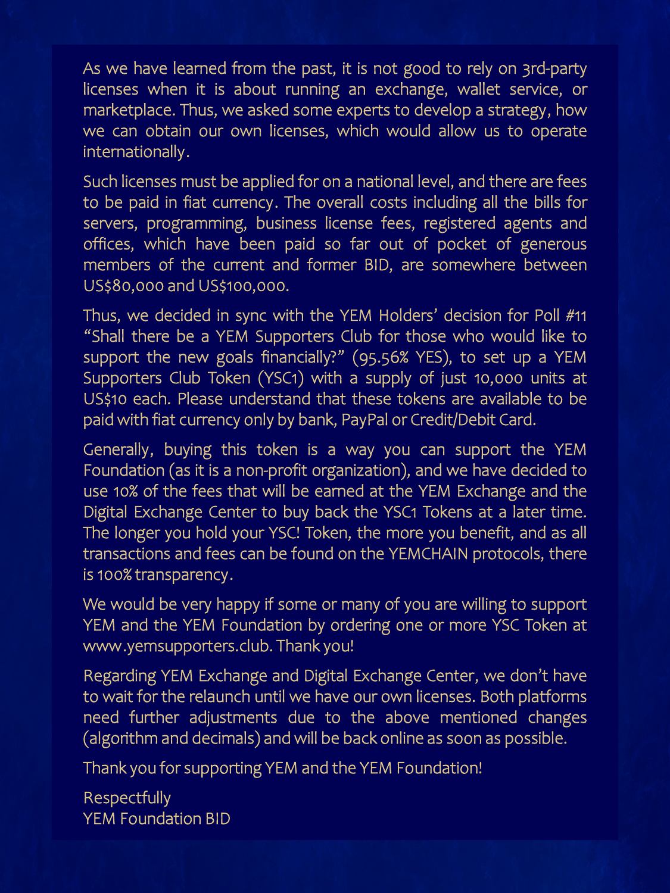As we have learned from the past, it is not good to rely on 3rd-party licenses when it is about running an exchange, wallet service, or marketplace. Thus, we asked some experts to develop a strategy, how we can obtain our own licenses, which would allow us to operate internationally.

Such licenses must be applied for on a national level, and there are fees to be paid in fiat currency. The overall costs including all the bills for servers, programming, business license fees, registered agents and offices, which have been paid so far out of pocket of generous members of the current and former BID, are somewhere between US$80,000 and US$100,000.

Thus, we decided in sync with the YEM Holders' decision for Poll #11 "Shall there be a YEM Supporters Club for those who would like to support the new goals financially?" (95.56% YES), to set up a YEM Supporters Club Token (YSC1) with a supply of just 10,000 units at US$10 each. Please understand that these tokens are available to be paid with fiat currency only by bank, PayPal or Credit/Debit Card.

Generally, buying this token is a way you can support the YEM Foundation (as it is a non-profit organization), and we have decided to use 10% of the fees that will be earned at the YEM Exchange and the Digital Exchange Center to buy back the YSC1 Tokens at a later time. The longer you hold your YSC! Token, the more you benefit, and as all transactions and fees can be found on the YEMCHAIN protocols, there is 100% transparency.

We would be very happy if some or many of you are willing to support YEM and the YEM Foundation by ordering one or more YSC Token at www.yemsupporters.club. Thank you!

Regarding YEM Exchange and Digital Exchange Center, we don't have to wait for the relaunch until we have our own licenses. Both platforms need further adjustments due to the above mentioned changes (algorithm and decimals) and will be back online as soon as possible.

Thank you for supporting YEM and the YEM Foundation!

Respectfully
YEM Foundation BID